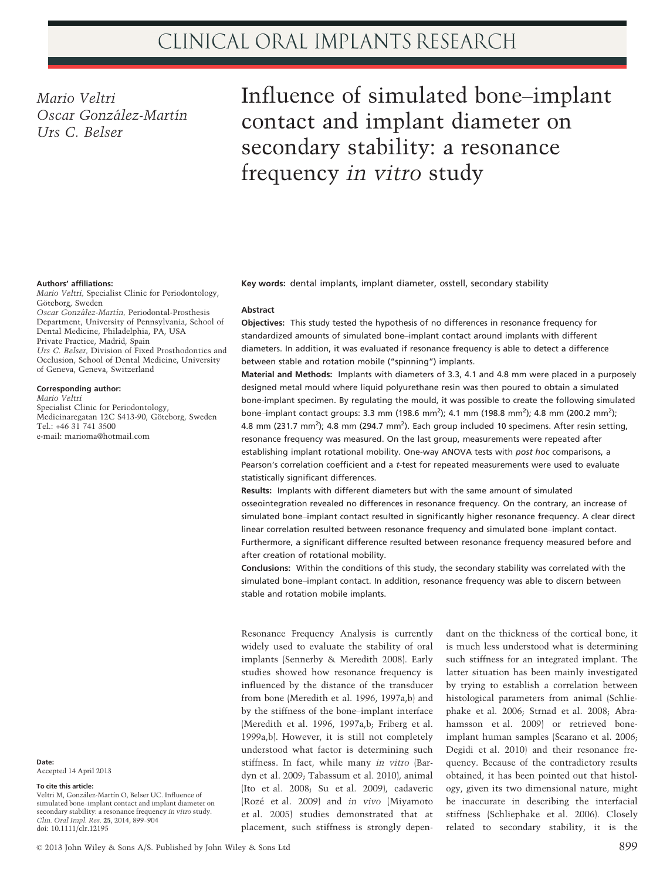# Influence of simulated bone–implant contact and implant diameter on secondary stability: a resonance frequency *in vitro* study

*Mario Veltri*
*Oscar González-Martín*
*Urs C. Belser*

**Authors' affiliations:**
*Mario Veltri,* Specialist Clinic for Periodontology, Göteborg, Sweden
*Oscar González-Martín,* Periodontal-Prosthesis Department, University of Pennsylvania, School of Dental Medicine, Philadelphia, PA, USA
Private Practice, Madrid, Spain
*Urs C. Belser,* Division of Fixed Prosthodontics and Occlusion, School of Dental Medicine, University of Geneva, Geneva, Switzerland

**Corresponding author:**
*Mario Veltri*
Specialist Clinic for Periodontology,
Medicinaregatan 12C S413-90, Göteborg, Sweden
Tel.: +46 31 741 3500
e-mail: marioma@hotmail.com

**Date:**
Accepted 14 April 2013

**To cite this article:**
Veltri M, González-Martín O, Belser UC. Influence of simulated bone–implant contact and implant diameter on secondary stability: a resonance frequency *in vitro* study.
*Clin. Oral Impl. Res.* **25**, 2014, 899–904
doi: 10.1111/clr.12195

**Key words:** dental implants, implant diameter, osstell, secondary stability

## Abstract

**Objectives:** This study tested the hypothesis of no differences in resonance frequency for standardized amounts of simulated bone–implant contact around implants with different diameters. In addition, it was evaluated if resonance frequency is able to detect a difference between stable and rotation mobile ("spinning") implants.

**Material and Methods:** Implants with diameters of 3.3, 4.1 and 4.8 mm were placed in a purposely designed metal mould where liquid polyurethane resin was then poured to obtain a simulated bone-implant specimen. By regulating the mould, it was possible to create the following simulated bone–implant contact groups: 3.3 mm (198.6 mm$^2$); 4.1 mm (198.8 mm$^2$); 4.8 mm (200.2 mm$^2$); 4.8 mm (231.7 mm$^2$); 4.8 mm (294.7 mm$^2$). Each group included 10 specimens. After resin setting, resonance frequency was measured. On the last group, measurements were repeated after establishing implant rotational mobility. One-way ANOVA tests with *post hoc* comparisons, a Pearson's correlation coefficient and a *t*-test for repeated measurements were used to evaluate statistically significant differences.

**Results:** Implants with different diameters but with the same amount of simulated osseointegration revealed no differences in resonance frequency. On the contrary, an increase of simulated bone–implant contact resulted in significantly higher resonance frequency. A clear direct linear correlation resulted between resonance frequency and simulated bone–implant contact. Furthermore, a significant difference resulted between resonance frequency measured before and after creation of rotational mobility.

**Conclusions:** Within the conditions of this study, the secondary stability was correlated with the simulated bone–implant contact. In addition, resonance frequency was able to discern between stable and rotation mobile implants.

Resonance Frequency Analysis is currently widely used to evaluate the stability of oral implants (Sennerby & Meredith 2008). Early studies showed how resonance frequency is influenced by the distance of the transducer from bone (Meredith et al. 1996, 1997a,b) and by the stiffness of the bone–implant interface (Meredith et al. 1996, 1997a,b; Friberg et al. 1999a,b). However, it is still not completely understood what factor is determining such stiffness. In fact, while many *in vitro* (Bardyn et al. 2009; Tabassum et al. 2010), animal (Ito et al. 2008; Su et al. 2009), cadaveric (Rozé et al. 2009) and *in vivo* (Miyamoto et al. 2005) studies demonstrated that at placement, such stiffness is strongly dependant on the thickness of the cortical bone, it is much less understood what is determining such stiffness for an integrated implant. The latter situation has been mainly investigated by trying to establish a correlation between histological parameters from animal (Schliephake et al. 2006; Strnad et al. 2008; Abrahamsson et al. 2009) or retrieved bone-implant human samples (Scarano et al. 2006; Degidi et al. 2010) and their resonance frequency. Because of the contradictory results obtained, it has been pointed out that histology, given its two dimensional nature, might be inaccurate in describing the interfacial stiffness (Schliephake et al. 2006). Closely related to secondary stability, it is the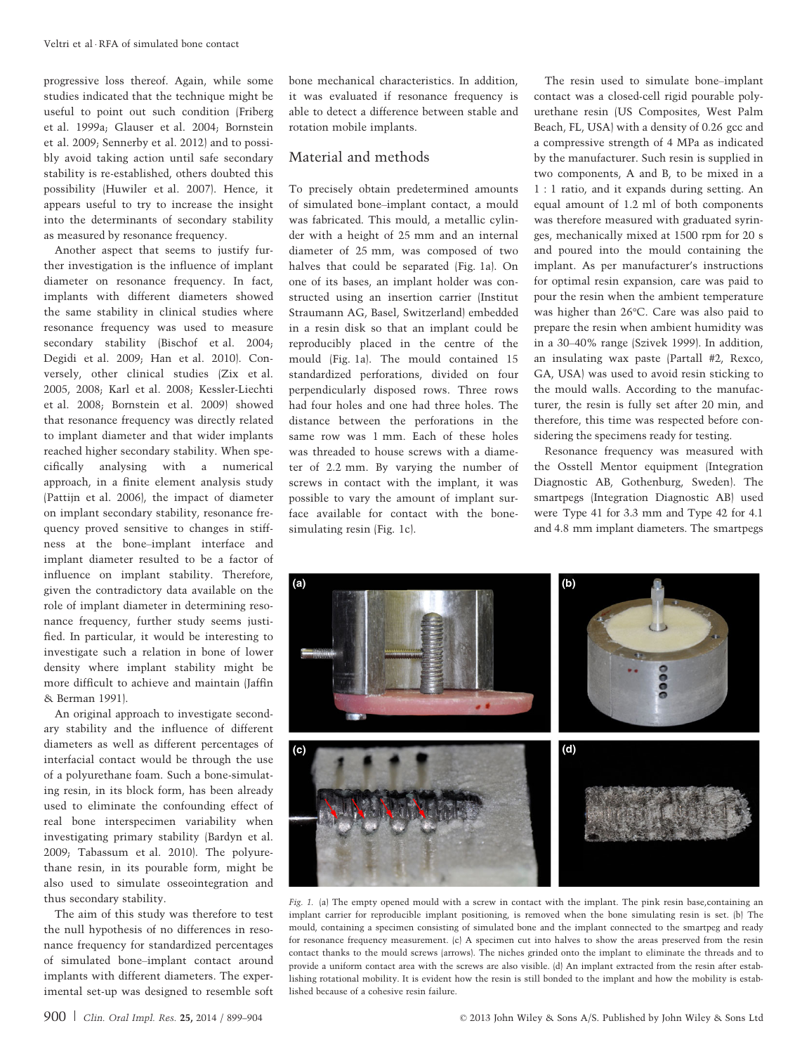progressive loss thereof. Again, while some studies indicated that the technique might be useful to point out such condition (Friberg et al. 1999a; Glauser et al. 2004; Bornstein et al. 2009; Sennerby et al. 2012) and to possibly avoid taking action until safe secondary stability is re-established, others doubted this possibility (Huwiler et al. 2007). Hence, it appears useful to try to increase the insight into the determinants of secondary stability as measured by resonance frequency.

Another aspect that seems to justify further investigation is the influence of implant diameter on resonance frequency. In fact, implants with different diameters showed the same stability in clinical studies where resonance frequency was used to measure secondary stability (Bischof et al. 2004; Degidi et al. 2009; Han et al. 2010). Conversely, other clinical studies (Zix et al. 2005, 2008; Karl et al. 2008; Kessler-Liechti et al. 2008; Bornstein et al. 2009) showed that resonance frequency was directly related to implant diameter and that wider implants reached higher secondary stability. When specifically analysing with a numerical approach, in a finite element analysis study (Pattijn et al. 2006), the impact of diameter on implant secondary stability, resonance frequency proved sensitive to changes in stiffness at the bone–implant interface and implant diameter resulted to be a factor of influence on implant stability. Therefore, given the contradictory data available on the role of implant diameter in determining resonance frequency, further study seems justified. In particular, it would be interesting to investigate such a relation in bone of lower density where implant stability might be more difficult to achieve and maintain (Jaffin & Berman 1991).

An original approach to investigate secondary stability and the influence of different diameters as well as different percentages of interfacial contact would be through the use of a polyurethane foam. Such a bone-simulating resin, in its block form, has been already used to eliminate the confounding effect of real bone interspecimen variability when investigating primary stability (Bardyn et al. 2009; Tabassum et al. 2010). The polyurethane resin, in its pourable form, might be also used to simulate osseointegration and thus secondary stability.

The aim of this study was therefore to test the null hypothesis of no differences in resonance frequency for standardized percentages of simulated bone–implant contact around implants with different diameters. The experimental set-up was designed to resemble soft bone mechanical characteristics. In addition, it was evaluated if resonance frequency is able to detect a difference between stable and rotation mobile implants.

## Material and methods

To precisely obtain predetermined amounts of simulated bone–implant contact, a mould was fabricated. This mould, a metallic cylinder with a height of 25 mm and an internal diameter of 25 mm, was composed of two halves that could be separated (Fig. 1a). On one of its bases, an implant holder was constructed using an insertion carrier (Institut Straumann AG, Basel, Switzerland) embedded in a resin disk so that an implant could be reproducibly placed in the centre of the mould (Fig. 1a). The mould contained 15 standardized perforations, divided on four perpendicularly disposed rows. Three rows had four holes and one had three holes. The distance between the perforations in the same row was 1 mm. Each of these holes was threaded to house screws with a diameter of 2.2 mm. By varying the number of screws in contact with the implant, it was possible to vary the amount of implant surface available for contact with the bone-simulating resin (Fig. 1c).

The resin used to simulate bone–implant contact was a closed-cell rigid pourable polyurethane resin (US Composites, West Palm Beach, FL, USA) with a density of 0.26 gcc and a compressive strength of 4 MPa as indicated by the manufacturer. Such resin is supplied in two components, A and B, to be mixed in a 1 : 1 ratio, and it expands during setting. An equal amount of 1.2 ml of both components was therefore measured with graduated syringes, mechanically mixed at 1500 rpm for 20 s and poured into the mould containing the implant. As per manufacturer's instructions for optimal resin expansion, care was paid to pour the resin when the ambient temperature was higher than 26°C. Care was also paid to prepare the resin when ambient humidity was in a 30–40% range (Szivek 1999). In addition, an insulating wax paste (Partall #2, Rexco, GA, USA) was used to avoid resin sticking to the mould walls. According to the manufacturer, the resin is fully set after 20 min, and therefore, this time was respected before considering the specimens ready for testing.

Resonance frequency was measured with the Osstell Mentor equipment (Integration Diagnostic AB, Gothenburg, Sweden). The smartpegs (Integration Diagnostic AB) used were Type 41 for 3.3 mm and Type 42 for 4.1 and 4.8 mm implant diameters. The smartpegs

Fig. 1. (a) The empty opened mould with a screw in contact with the implant. The pink resin base,containing an implant carrier for reproducible implant positioning, is removed when the bone simulating resin is set. (b) The mould, containing a specimen consisting of simulated bone and the implant connected to the smartpeg and ready for resonance frequency measurement. (c) A specimen cut into halves to show the areas preserved from the resin contact thanks to the mould screws (arrows). The niches grinded onto the implant to eliminate the threads and to provide a uniform contact area with the screws are also visible. (d) An implant extracted from the resin after establishing rotational mobility. It is evident how the resin is still bonded to the implant and how the mobility is established because of a cohesive resin failure.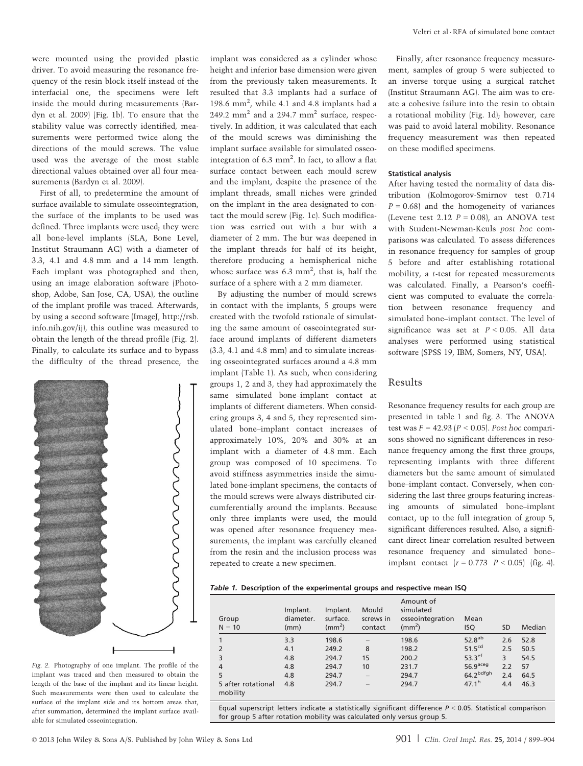were mounted using the provided plastic driver. To avoid measuring the resonance frequency of the resin block itself instead of the interfacial one, the specimens were left inside the mould during measurements (Bardyn et al. 2009) (Fig. 1b). To ensure that the stability value was correctly identified, measurements were performed twice along the directions of the mould screws. The value used was the average of the most stable directional values obtained over all four measurements (Bardyn et al. 2009).

First of all, to predetermine the amount of surface available to simulate osseointegration, the surface of the implants to be used was defined. Three implants were used; they were all bone-level implants (SLA, Bone Level, Institut Straumann AG) with a diameter of 3.3, 4.1 and 4.8 mm and a 14 mm length. Each implant was photographed and then, using an image elaboration software (Photoshop, Adobe, San Jose, CA, USA), the outline of the implant profile was traced. Afterwards, by using a second software (ImageJ, http://rsb.info.nih.gov/ij), this outline was measured to obtain the length of the thread profile (Fig. 2). Finally, to calculate its surface and to bypass the difficulty of the thread presence, the implant was considered as a cylinder whose height and inferior base dimension were given from the previously taken measurements. It resulted that 3.3 implants had a surface of 198.6 $mm^2$, while 4.1 and 4.8 implants had a 249.2 $mm^2$ and a 294.7 $mm^2$ surface, respectively. In addition, it was calculated that each of the mould screws was diminishing the implant surface available for simulated osseointegration of 6.3 $mm^2$. In fact, to allow a flat surface contact between each mould screw and the implant, despite the presence of the implant threads, small niches were grinded on the implant in the area designated to contact the mould screw (Fig. 1c). Such modification was carried out with a bur with a diameter of 2 mm. The bur was deepened in the implant threads for half of its height, therefore producing a hemispherical niche whose surface was 6.3 $mm^2$, that is, half the surface of a sphere with a 2 mm diameter.

Fig. 2. Photography of one implant. The profile of the implant was traced and then measured to obtain the length of the base of the implant and its linear height. Such measurements were then used to calculate the surface of the implant side and its bottom areas that, after summation, determined the implant surface available for simulated osseointegration.

By adjusting the number of mould screws in contact with the implants, 5 groups were created with the twofold rationale of simulating the same amount of osseointegrated surface around implants of different diameters (3.3, 4.1 and 4.8 mm) and to simulate increasing osseointegrated surfaces around a 4.8 mm implant (Table 1). As such, when considering groups 1, 2 and 3, they had approximately the same simulated bone–implant contact at implants of different diameters. When considering groups 3, 4 and 5, they represented simulated bone–implant contact increases of approximately 10%, 20% and 30% at an implant with a diameter of 4.8 mm. Each group was composed of 10 specimens. To avoid stiffness asymmetries inside the simulated bone-implant specimens, the contacts of the mould screws were always distributed circumferentially around the implants. Because only three implants were used, the mould was opened after resonance frequency measurements, the implant was carefully cleaned from the resin and the inclusion process was repeated to create a new specimen.

Finally, after resonance frequency measurement, samples of group 5 were subjected to an inverse torque using a surgical ratchet (Institut Straumann AG). The aim was to create a cohesive failure into the resin to obtain a rotational mobility (Fig. 1d); however, care was paid to avoid lateral mobility. Resonance frequency measurement was then repeated on these modified specimens.

#### Statistical analysis

After having tested the normality of data distribution (Kolmogorov-Smirnov test 0.714 $P = 0.68$) and the homogeneity of variances (Levene test 2.12 $P = 0.08$), an ANOVA test with Student-Newman-Keuls *post hoc* comparisons was calculated. To assess differences in resonance frequency for samples of group 5 before and after establishing rotational mobility, a *t*-test for repeated measurements was calculated. Finally, a Pearson's coefficient was computed to evaluate the correlation between resonance frequency and simulated bone–implant contact. The level of significance was set at $P < 0.05$. All data analyses were performed using statistical software (SPSS 19, IBM, Somers, NY, USA).

## Results

Resonance frequency results for each group are presented in table 1 and fig. 3. The ANOVA test was $F = 42.93$ ($P < 0.05$). *Post hoc* comparisons showed no significant differences in resonance frequency among the first three groups, representing implants with three different diameters but the same amount of simulated bone–implant contact. Conversely, when considering the last three groups featuring increasing amounts of simulated bone–implant contact, up to the full integration of group 5, significant differences resulted. Also, a significant direct linear correlation resulted between resonance frequency and simulated bone–implant contact ($r = 0.773$ $P < 0.05$) (fig. 4).

*Table 1.* **Description of the experimental groups and respective mean ISQ**

| Group N = 10 | Implant. diameter. (mm) | Implant. surface. ($mm^2$) | Mould screws in contact | Amount of simulated osseointegration ($mm^2$) | Mean ISQ | SD | Median |
|---|---|---|---|---|---|---|---|
| 1 | 3.3 | 198.6 | – | 198.6 | 52.8[ab] | 2.6 | 52.8 |
| 2 | 4.1 | 249.2 | 8 | 198.2 | 51.5[cd] | 2.5 | 50.5 |
| 3 | 4.8 | 294.7 | 15 | 200.2 | 53.3[ef] | 3 | 54.5 |
| 4 | 4.8 | 294.7 | 10 | 231.7 | 56.9[aceg] | 2.2 | 57 |
| 5 | 4.8 | 294.7 | – | 294.7 | 64.2[bdfgh] | 2.4 | 64.5 |
| 5 after rotational mobility | 4.8 | 294.7 | – | 294.7 | 47.1[h] | 4.4 | 46.3 |

Equal superscript letters indicate a statistically significant difference $P < 0.05$. Statistical comparison for group 5 after rotation mobility was calculated only versus group 5.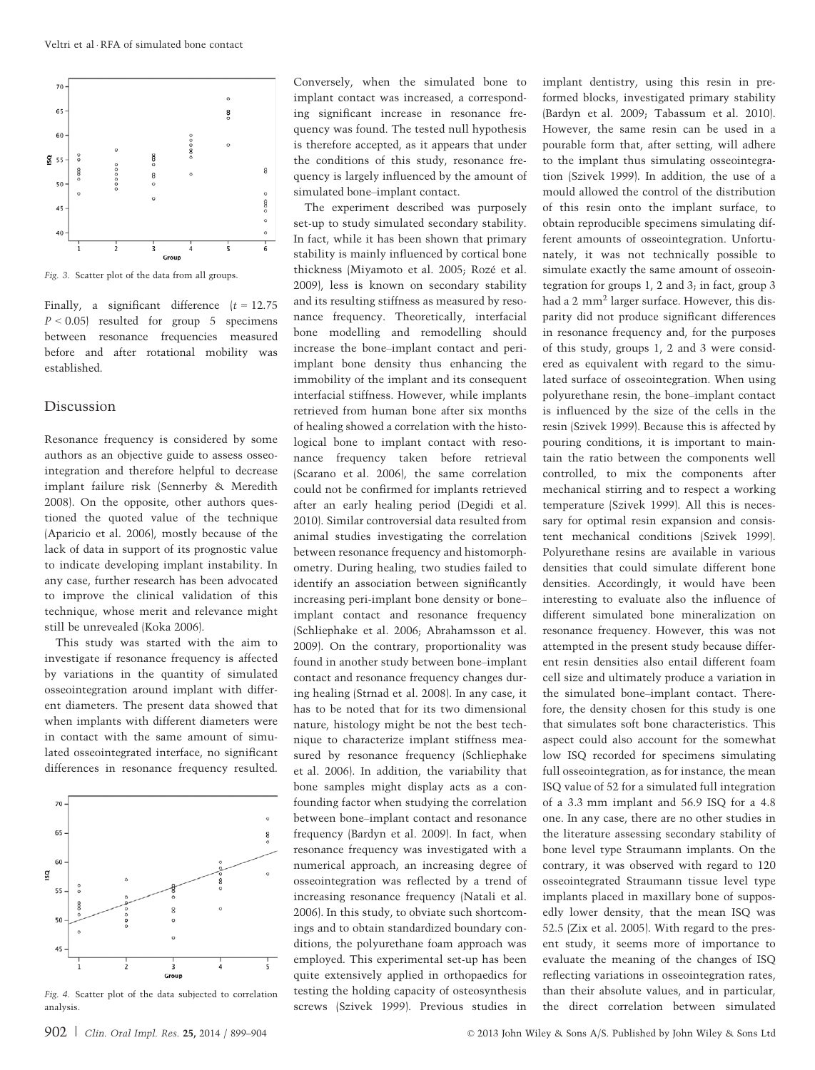Fig. 3. Scatter plot of the data from all groups.

Finally, a significant difference ($t = 12.75$ $P < 0.05$) resulted for group 5 specimens between resonance frequencies measured before and after rotational mobility was established.

## Discussion

Resonance frequency is considered by some authors as an objective guide to assess osseointegration and therefore helpful to decrease implant failure risk (Sennerby & Meredith 2008). On the opposite, other authors questioned the quoted value of the technique (Aparicio et al. 2006), mostly because of the lack of data in support of its prognostic value to indicate developing implant instability. In any case, further research has been advocated to improve the clinical validation of this technique, whose merit and relevance might still be unrevealed (Koka 2006).

This study was started with the aim to investigate if resonance frequency is affected by variations in the quantity of simulated osseointegration around implant with different diameters. The present data showed that when implants with different diameters were in contact with the same amount of simulated osseointegrated interface, no significant differences in resonance frequency resulted.

Fig. 4. Scatter plot of the data subjected to correlation analysis.

Conversely, when the simulated bone to implant contact was increased, a corresponding significant increase in resonance frequency was found. The tested null hypothesis is therefore accepted, as it appears that under the conditions of this study, resonance frequency is largely influenced by the amount of simulated bone–implant contact.

The experiment described was purposely set-up to study simulated secondary stability. In fact, while it has been shown that primary stability is mainly influenced by cortical bone thickness (Miyamoto et al. 2005; Rozé et al. 2009), less is known on secondary stability and its resulting stiffness as measured by resonance frequency. Theoretically, interfacial bone modelling and remodelling should increase the bone–implant contact and peri-implant bone density thus enhancing the immobility of the implant and its consequent interfacial stiffness. However, while implants retrieved from human bone after six months of healing showed a correlation with the histological bone to implant contact with resonance frequency taken before retrieval (Scarano et al. 2006), the same correlation could not be confirmed for implants retrieved after an early healing period (Degidi et al. 2010). Similar controversial data resulted from animal studies investigating the correlation between resonance frequency and histomorphometry. During healing, two studies failed to identify an association between significantly increasing peri-implant bone density or bone–implant contact and resonance frequency (Schliephake et al. 2006; Abrahamsson et al. 2009). On the contrary, proportionality was found in another study between bone–implant contact and resonance frequency changes during healing (Strnad et al. 2008). In any case, it has to be noted that for its two dimensional nature, histology might be not the best technique to characterize implant stiffness measured by resonance frequency (Schliephake et al. 2006). In addition, the variability that bone samples might display acts as a confounding factor when studying the correlation between bone–implant contact and resonance frequency (Bardyn et al. 2009). In fact, when resonance frequency was investigated with a numerical approach, an increasing degree of osseointegration was reflected by a trend of increasing resonance frequency (Natali et al. 2006). In this study, to obviate such shortcomings and to obtain standardized boundary conditions, the polyurethane foam approach was employed. This experimental set-up has been quite extensively applied in orthopaedics for testing the holding capacity of osteosynthesis screws (Szivek 1999). Previous studies in implant dentistry, using this resin in preformed blocks, investigated primary stability (Bardyn et al. 2009; Tabassum et al. 2010). However, the same resin can be used in a pourable form that, after setting, will adhere to the implant thus simulating osseointegration (Szivek 1999). In addition, the use of a mould allowed the control of the distribution of this resin onto the implant surface, to obtain reproducible specimens simulating different amounts of osseointegration. Unfortunately, it was not technically possible to simulate exactly the same amount of osseointegration for groups 1, 2 and 3; in fact, group 3 had a 2 $mm^2$ larger surface. However, this disparity did not produce significant differences in resonance frequency and, for the purposes of this study, groups 1, 2 and 3 were considered as equivalent with regard to the simulated surface of osseointegration. When using polyurethane resin, the bone–implant contact is influenced by the size of the cells in the resin (Szivek 1999). Because this is affected by pouring conditions, it is important to maintain the ratio between the components well controlled, to mix the components after mechanical stirring and to respect a working temperature (Szivek 1999). All this is necessary for optimal resin expansion and consistent mechanical conditions (Szivek 1999). Polyurethane resins are available in various densities that could simulate different bone densities. Accordingly, it would have been interesting to evaluate also the influence of different simulated bone mineralization on resonance frequency. However, this was not attempted in the present study because different resin densities also entail different foam cell size and ultimately produce a variation in the simulated bone–implant contact. Therefore, the density chosen for this study is one that simulates soft bone characteristics. This aspect could also account for the somewhat low ISQ recorded for specimens simulating full osseointegration, as for instance, the mean ISQ value of 52 for a simulated full integration of a 3.3 mm implant and 56.9 ISQ for a 4.8 one. In any case, there are no other studies in the literature assessing secondary stability of bone level type Straumann implants. On the contrary, it was observed with regard to 120 osseointegrated Straumann tissue level type implants placed in maxillary bone of supposedly lower density, that the mean ISQ was 52.5 (Zix et al. 2005). With regard to the present study, it seems more of importance to evaluate the meaning of the changes of ISQ reflecting variations in osseointegration rates, than their absolute values, and in particular, the direct correlation between simulated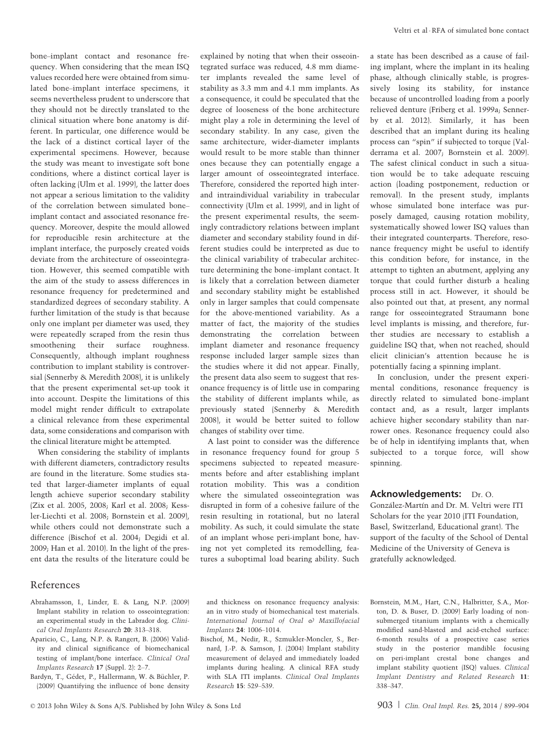bone–implant contact and resonance frequency. When considering that the mean ISQ values recorded here were obtained from simulated bone–implant interface specimens, it seems nevertheless prudent to underscore that they should not be directly translated to the clinical situation where bone anatomy is different. In particular, one difference would be the lack of a distinct cortical layer of the experimental specimens. However, because the study was meant to investigate soft bone conditions, where a distinct cortical layer is often lacking (Ulm et al. 1999), the latter does not appear a serious limitation to the validity of the correlation between simulated bone–implant contact and associated resonance frequency. Moreover, despite the mould allowed for reproducible resin architecture at the implant interface, the purposely created voids deviate from the architecture of osseointegration. However, this seemed compatible with the aim of the study to assess differences in resonance frequency for predetermined and standardized degrees of secondary stability. A further limitation of the study is that because only one implant per diameter was used, they were repeatedly scraped from the resin thus smoothening their surface roughness. Consequently, although implant roughness contribution to implant stability is controversial (Sennerby & Meredith 2008), it is unlikely that the present experimental set-up took it into account. Despite the limitations of this model might render difficult to extrapolate a clinical relevance from these experimental data, some considerations and comparison with the clinical literature might be attempted.

When considering the stability of implants with different diameters, contradictory results are found in the literature. Some studies stated that larger-diameter implants of equal length achieve superior secondary stability (Zix et al. 2005, 2008; Karl et al. 2008; Kessler-Liechti et al. 2008; Bornstein et al. 2009), while others could not demonstrate such a difference (Bischof et al. 2004; Degidi et al. 2009; Han et al. 2010). In the light of the present data the results of the literature could be explained by noting that when their osseointegrated surface was reduced, 4.8 mm diameter implants revealed the same level of stability as 3.3 mm and 4.1 mm implants. As a consequence, it could be speculated that the degree of looseness of the bone architecture might play a role in determining the level of secondary stability. In any case, given the same architecture, wider-diameter implants would result to be more stable than thinner ones because they can potentially engage a larger amount of osseointegrated interface. Therefore, considered the reported high inter- and intraindividual variability in trabecular connectivity (Ulm et al. 1999), and in light of the present experimental results, the seemingly contradictory relations between implant diameter and secondary stability found in different studies could be interpreted as due to the clinical variability of trabecular architecture determining the bone–implant contact. It is likely that a correlation between diameter and secondary stability might be established only in larger samples that could compensate for the above-mentioned variability. As a matter of fact, the majority of the studies demonstrating the correlation between implant diameter and resonance frequency response included larger sample sizes than the studies where it did not appear. Finally, the present data also seem to suggest that resonance frequency is of little use in comparing the stability of different implants while, as previously stated (Sennerby & Meredith 2008), it would be better suited to follow changes of stability over time.

A last point to consider was the difference in resonance frequency found for group 5 specimens subjected to repeated measurements before and after establishing implant rotation mobility. This was a condition where the simulated osseointegration was disrupted in form of a cohesive failure of the resin resulting in rotational, but no lateral mobility. As such, it could simulate the state of an implant whose peri-implant bone, having not yet completed its remodelling, features a suboptimal load bearing ability. Such a state has been described as a cause of failing implant, where the implant in its healing phase, although clinically stable, is progressively losing its stability, for instance because of uncontrolled loading from a poorly relieved denture (Friberg et al. 1999a; Sennerby et al. 2012). Similarly, it has been described that an implant during its healing process can "spin" if subjected to torque (Valderrama et al. 2007; Bornstein et al. 2009). The safest clinical conduct in such a situation would be to take adequate rescuing action (loading postponement, reduction or removal). In the present study, implants whose simulated bone interface was purposely damaged, causing rotation mobility, systematically showed lower ISQ values than their integrated counterparts. Therefore, resonance frequency might be useful to identify this condition before, for instance, in the attempt to tighten an abutment, applying any torque that could further disturb a healing process still in act. However, it should be also pointed out that, at present, any normal range for osseointegrated Straumann bone level implants is missing, and therefore, further studies are necessary to establish a guideline ISQ that, when not reached, should elicit clinician's attention because he is potentially facing a spinning implant.

In conclusion, under the present experimental conditions, resonance frequency is directly related to simulated bone–implant contact and, as a result, larger implants achieve higher secondary stability than narrower ones. Resonance frequency could also be of help in identifying implants that, when subjected to a torque force, will show spinning.

**Acknowledgements:** Dr. O. González-Martín and Dr. M. Veltri were ITI Scholars for the year 2010 (ITI Foundation, Basel, Switzerland, Educational grant). The support of the faculty of the School of Dental Medicine of the University of Geneva is gratefully acknowledged.

## References

Abrahamsson, I., Linder, E. & Lang, N.P. (2009) Implant stability in relation to osseointegration: an experimental study in the Labrador dog. *Clinical Oral Implants Research* **20**: 313–318.

Aparicio, C., Lang, N.P. & Rangert, B. (2006) Validity and clinical significance of biomechanical testing of implant/bone interface. *Clinical Oral Implants Research* **17** (Suppl. 2): 2–7.

Bardyn, T., Gédet, P., Hallermann, W. & Büchler, P. (2009) Quantifying the influence of bone density and thickness on resonance frequency analysis: an in vitro study of biomechanical test materials. *International Journal of Oral & Maxillofacial Implants* **24**: 1006–1014.

Bischof, M., Nedir, R., Szmukler-Moncler, S., Bernard, J.-P. & Samson, J. (2004) Implant stability measurement of delayed and immediately loaded implants during healing. A clinical RFA study with SLA ITI implants. *Clinical Oral Implants Research* **15**: 529–539.

Bornstein, M.M., Hart, C.N., Halbritter, S.A., Morton, D. & Buser, D. (2009) Early loading of nonsubmerged titanium implants with a chemically modified sand-blasted and acid-etched surface: 6-month results of a prospective case series study in the posterior mandible focusing on peri-implant crestal bone changes and implant stability quotient (ISQ) values. *Clinical Implant Dentistry and Related Research* **11**: 338–347.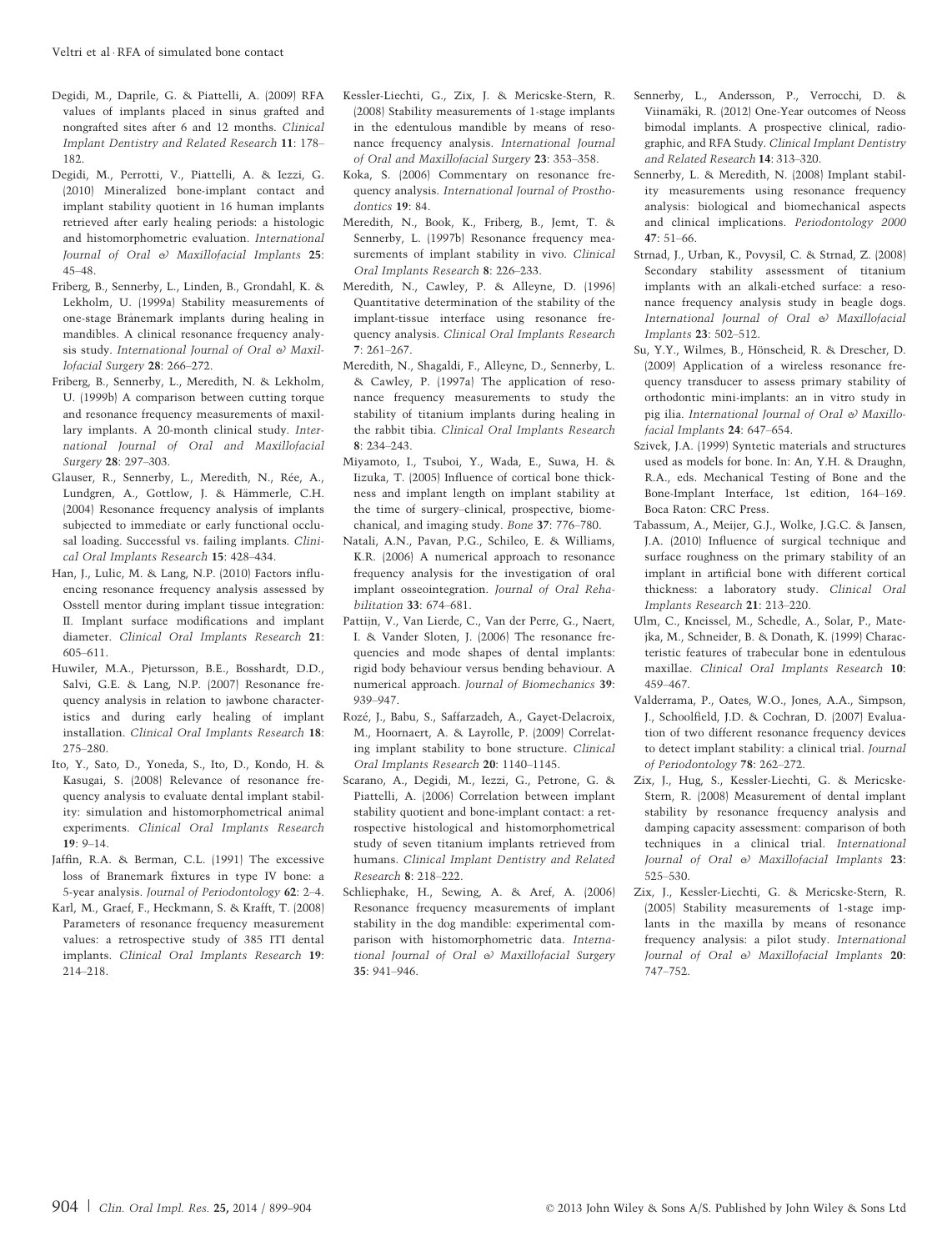Degidi, M., Daprile, G. & Piattelli, A. (2009) RFA values of implants placed in sinus grafted and nongrafted sites after 6 and 12 months. *Clinical Implant Dentistry and Related Research* **11**: 178–182.

Degidi, M., Perrotti, V., Piattelli, A. & Iezzi, G. (2010) Mineralized bone-implant contact and implant stability quotient in 16 human implants retrieved after early healing periods: a histologic and histomorphometric evaluation. *International Journal of Oral & Maxillofacial Implants* **25**: 45–48.

Friberg, B., Sennerby, L., Linden, B., Grondahl, K. & Lekholm, U. (1999a) Stability measurements of one-stage Brånemark implants during healing in mandibles. A clinical resonance frequency analysis study. *International Journal of Oral & Maxillofacial Surgery* **28**: 266–272.

Friberg, B., Sennerby, L., Meredith, N. & Lekholm, U. (1999b) A comparison between cutting torque and resonance frequency measurements of maxillary implants. A 20-month clinical study. *International Journal of Oral and Maxillofacial Surgery* **28**: 297–303.

Glauser, R., Sennerby, L., Meredith, N., Rée, A., Lundgren, A., Gottlow, J. & Hämmerle, C.H. (2004) Resonance frequency analysis of implants subjected to immediate or early functional occlusal loading. Successful vs. failing implants. *Clinical Oral Implants Research* **15**: 428–434.

Han, J., Lulic, M. & Lang, N.P. (2010) Factors influencing resonance frequency analysis assessed by Osstell mentor during implant tissue integration: II. Implant surface modifications and implant diameter. *Clinical Oral Implants Research* **21**: 605–611.

Huwiler, M.A., Pjetursson, B.E., Bosshardt, D.D., Salvi, G.E. & Lang, N.P. (2007) Resonance frequency analysis in relation to jawbone characteristics and during early healing of implant installation. *Clinical Oral Implants Research* **18**: 275–280.

Ito, Y., Sato, D., Yoneda, S., Ito, D., Kondo, H. & Kasugai, S. (2008) Relevance of resonance frequency analysis to evaluate dental implant stability: simulation and histomorphometrical animal experiments. *Clinical Oral Implants Research* **19**: 9–14.

Jaffin, R.A. & Berman, C.L. (1991) The excessive loss of Branemark fixtures in type IV bone: a 5-year analysis. *Journal of Periodontology* **62**: 2–4.

Karl, M., Graef, F., Heckmann, S. & Krafft, T. (2008) Parameters of resonance frequency measurement values: a retrospective study of 385 ITI dental implants. *Clinical Oral Implants Research* **19**: 214–218.

Kessler-Liechti, G., Zix, J. & Mericske-Stern, R. (2008) Stability measurements of 1-stage implants in the edentulous mandible by means of resonance frequency analysis. *International Journal of Oral and Maxillofacial Surgery* **23**: 353–358.

Koka, S. (2006) Commentary on resonance frequency analysis. *International Journal of Prosthodontics* **19**: 84.

Meredith, N., Book, K., Friberg, B., Jemt, T. & Sennerby, L. (1997b) Resonance frequency measurements of implant stability in vivo. *Clinical Oral Implants Research* **8**: 226–233.

Meredith, N., Cawley, P. & Alleyne, D. (1996) Quantitative determination of the stability of the implant-tissue interface using resonance frequency analysis. *Clinical Oral Implants Research* **7**: 261–267.

Meredith, N., Shagaldi, F., Alleyne, D., Sennerby, L. & Cawley, P. (1997a) The application of resonance frequency measurements to study the stability of titanium implants during healing in the rabbit tibia. *Clinical Oral Implants Research* **8**: 234–243.

Miyamoto, I., Tsuboi, Y., Wada, E., Suwa, H. & Iizuka, T. (2005) Influence of cortical bone thickness and implant length on implant stability at the time of surgery–clinical, prospective, biomechanical, and imaging study. *Bone* **37**: 776–780.

Natali, A.N., Pavan, P.G., Schileo, E. & Williams, K.R. (2006) A numerical approach to resonance frequency analysis for the investigation of oral implant osseointegration. *Journal of Oral Rehabilitation* **33**: 674–681.

Pattijn, V., Van Lierde, C., Van der Perre, G., Naert, I. & Vander Sloten, J. (2006) The resonance frequencies and mode shapes of dental implants: rigid body behaviour versus bending behaviour. A numerical approach. *Journal of Biomechanics* **39**: 939–947.

Rozé, J., Babu, S., Saffarzadeh, A., Gayet-Delacroix, M., Hoornaert, A. & Layrolle, P. (2009) Correlating implant stability to bone structure. *Clinical Oral Implants Research* **20**: 1140–1145.

Scarano, A., Degidi, M., Iezzi, G., Petrone, G. & Piattelli, A. (2006) Correlation between implant stability quotient and bone-implant contact: a retrospective histological and histomorphometrical study of seven titanium implants retrieved from humans. *Clinical Implant Dentistry and Related Research* **8**: 218–222.

Schliephake, H., Sewing, A. & Aref, A. (2006) Resonance frequency measurements of implant stability in the dog mandible: experimental comparison with histomorphometric data. *International Journal of Oral & Maxillofacial Surgery* **35**: 941–946.

Sennerby, L., Andersson, P., Verrocchi, D. & Viinamäki, R. (2012) One-Year outcomes of Neoss bimodal implants. A prospective clinical, radiographic, and RFA Study. *Clinical Implant Dentistry and Related Research* **14**: 313–320.

Sennerby, L. & Meredith, N. (2008) Implant stability measurements using resonance frequency analysis: biological and biomechanical aspects and clinical implications. *Periodontology 2000* **47**: 51–66.

Strnad, J., Urban, K., Povysil, C. & Strnad, Z. (2008) Secondary stability assessment of titanium implants with an alkali-etched surface: a resonance frequency analysis study in beagle dogs. *International Journal of Oral & Maxillofacial Implants* **23**: 502–512.

Su, Y.Y., Wilmes, B., Hönscheid, R. & Drescher, D. (2009) Application of a wireless resonance frequency transducer to assess primary stability of orthodontic mini-implants: an in vitro study in pig ilia. *International Journal of Oral & Maxillofacial Implants* **24**: 647–654.

Szivek, J.A. (1999) Syntetic materials and structures used as models for bone. In: An, Y.H. & Draughn, R.A., eds. Mechanical Testing of Bone and the Bone-Implant Interface, 1st edition, 164–169. Boca Raton: CRC Press.

Tabassum, A., Meijer, G.J., Wolke, J.G.C. & Jansen, J.A. (2010) Influence of surgical technique and surface roughness on the primary stability of an implant in artificial bone with different cortical thickness: a laboratory study. *Clinical Oral Implants Research* **21**: 213–220.

Ulm, C., Kneissel, M., Schedle, A., Solar, P., Matejka, M., Schneider, B. & Donath, K. (1999) Characteristic features of trabecular bone in edentulous maxillae. *Clinical Oral Implants Research* **10**: 459–467.

Valderrama, P., Oates, W.O., Jones, A.A., Simpson, J., Schoolfield, J.D. & Cochran, D. (2007) Evaluation of two different resonance frequency devices to detect implant stability: a clinical trial. *Journal of Periodontology* **78**: 262–272.

Zix, J., Hug, S., Kessler-Liechti, G. & Mericske-Stern, R. (2008) Measurement of dental implant stability by resonance frequency analysis and damping capacity assessment: comparison of both techniques in a clinical trial. *International Journal of Oral & Maxillofacial Implants* **23**: 525–530.

Zix, J., Kessler-Liechti, G. & Mericske-Stern, R. (2005) Stability measurements of 1-stage implants in the maxilla by means of resonance frequency analysis: a pilot study. *International Journal of Oral & Maxillofacial Implants* **20**: 747–752.